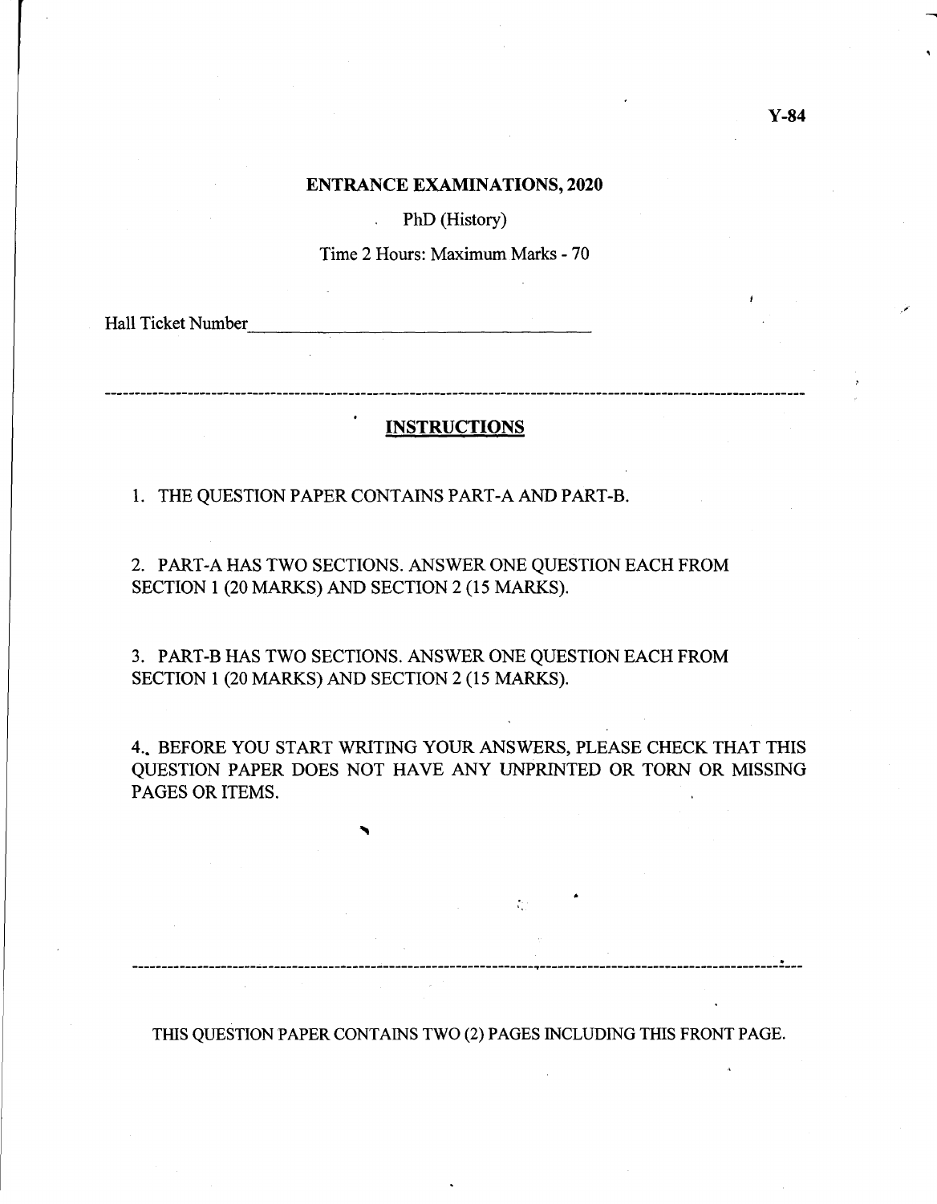Y-84

# ENTRANCE EXAMINATIONS, 2020

PhD (History)

Time 2 Hours: Maximum Marks - 70

Hall Ticket Number________________________________

---

## INSTRUCTIONS

1. THE QUESTION PAPER CONTAINS PART-A AND PART-B.

2. PART-A HAS TWO SECTIONS. ANSWER ONE QUESTION EACH FROM SECTION 1 (20 MARKS) AND SECTION 2 (15 MARKS).

3. PART-B HAS TWO SECTIONS. ANSWER ONE QUESTION EACH FROM SECTION 1 (20 MARKS) AND SECTION 2 (15 MARKS).

4. BEFORE YOU START WRITING YOUR ANSWERS, PLEASE CHECK THAT THIS QUESTION PAPER DOES NOT HAVE ANY UNPRINTED OR TORN OR MISSING PAGES OR ITEMS.

---

THIS QUESTION PAPER CONTAINS TWO (2) PAGES INCLUDING THIS FRONT PAGE.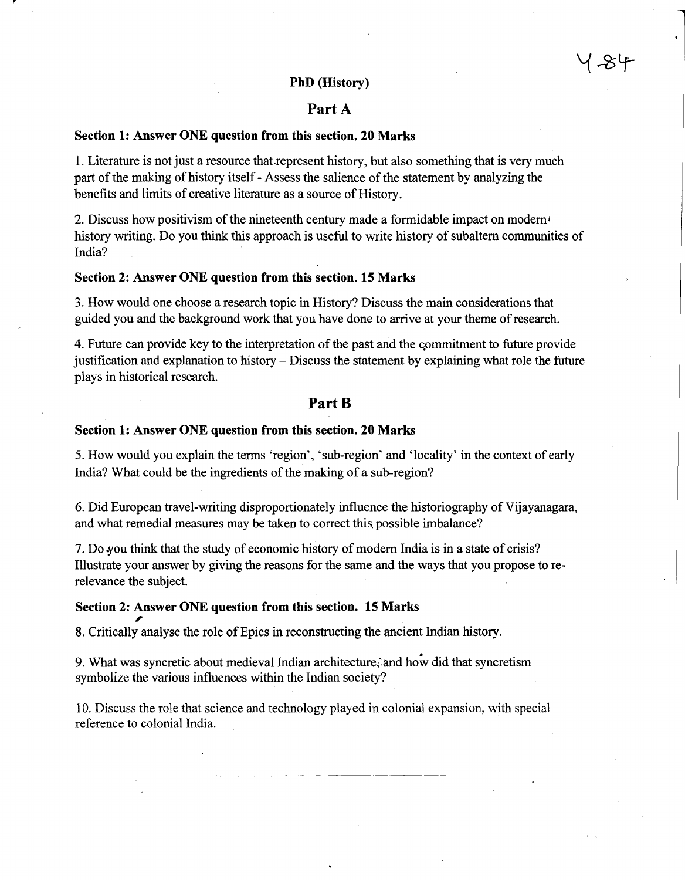Y-84

# PhD (History)

## Part A

**Section 1: Answer ONE question from this section. 20 Marks**

1. Literature is not just a resource that represent history, but also something that is very much part of the making of history itself - Assess the salience of the statement by analyzing the benefits and limits of creative literature as a source of History.

2. Discuss how positivism of the nineteenth century made a formidable impact on modern history writing. Do you think this approach is useful to write history of subaltern communities of India?

**Section 2: Answer ONE question from this section. 15 Marks**

3. How would one choose a research topic in History? Discuss the main considerations that guided you and the background work that you have done to arrive at your theme of research.

4. Future can provide key to the interpretation of the past and the commitment to future provide justification and explanation to history – Discuss the statement by explaining what role the future plays in historical research.

## Part B

**Section 1: Answer ONE question from this section. 20 Marks**

5. How would you explain the terms 'region', 'sub-region' and 'locality' in the context of early India? What could be the ingredients of the making of a sub-region?

6. Did European travel-writing disproportionately influence the historiography of Vijayanagara, and what remedial measures may be taken to correct this possible imbalance?

7. Do you think that the study of economic history of modern India is in a state of crisis? Illustrate your answer by giving the reasons for the same and the ways that you propose to re-relevance the subject.

**Section 2: Answer ONE question from this section. 15 Marks**

8. Critically analyse the role of Epics in reconstructing the ancient Indian history.

9. What was syncretic about medieval Indian architecture, and how did that syncretism symbolize the various influences within the Indian society?

10. Discuss the role that science and technology played in colonial expansion, with special reference to colonial India.